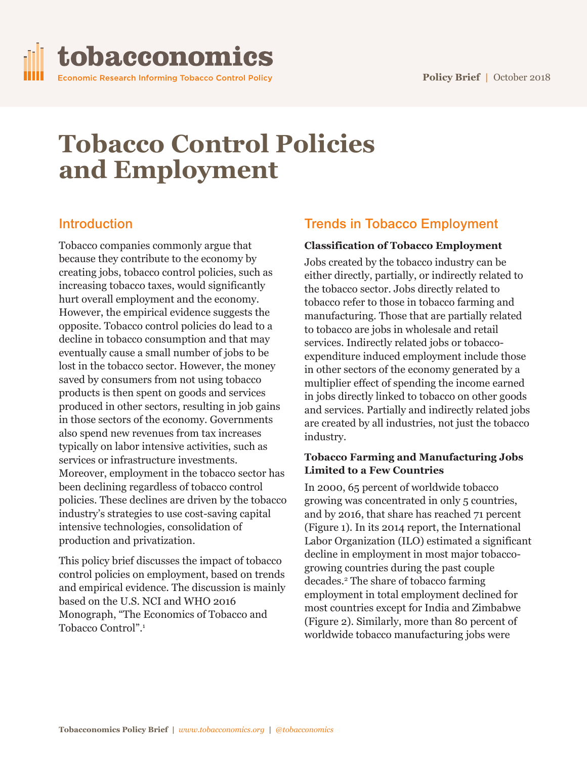# Tobacco Control Policies and Employment

## Introduction

Tobacco companies commonly argue that because they contribute to the economy by creating jobs, tobacco control policies, such as increasing tobacco taxes, would significantly hurt overall employment and the economy. However, the empirical evidence suggests the opposite. Tobacco control policies do lead to a decline in tobacco consumption and that may eventually cause a small number of jobs to be lost in the tobacco sector. However, the money saved by consumers from not using tobacco products is then spent on goods and services produced in other sectors, resulting in job gains in those sectors of the economy. Governments also spend new revenues from tax increases typically on labor intensive activities, such as services or infrastructure investments. Moreover, employment in the tobacco sector has been declining regardless of tobacco control policies. These declines are driven by the tobacco industry's strategies to use cost-saving capital intensive technologies, consolidation of production and privatization.

This policy brief discusses the impact of tobacco control policies on employment, based on trends and empirical evidence. The discussion is mainly based on the U.S. NCI and WHO 2016 Monograph, "The Economics of Tobacco and Tobacco Control".[1]

## Trends in Tobacco Employment

### Classification of Tobacco Employment

Jobs created by the tobacco industry can be either directly, partially, or indirectly related to the tobacco sector. Jobs directly related to tobacco refer to those in tobacco farming and manufacturing. Those that are partially related to tobacco are jobs in wholesale and retail services. Indirectly related jobs or tobacco-expenditure induced employment include those in other sectors of the economy generated by a multiplier effect of spending the income earned in jobs directly linked to tobacco on other goods and services. Partially and indirectly related jobs are created by all industries, not just the tobacco industry.

### Tobacco Farming and Manufacturing Jobs Limited to a Few Countries

In 2000, 65 percent of worldwide tobacco growing was concentrated in only 5 countries, and by 2016, that share has reached 71 percent (Figure 1). In its 2014 report, the International Labor Organization (ILO) estimated a significant decline in employment in most major tobacco-growing countries during the past couple decades.[2] The share of tobacco farming employment in total employment declined for most countries except for India and Zimbabwe (Figure 2). Similarly, more than 80 percent of worldwide tobacco manufacturing jobs were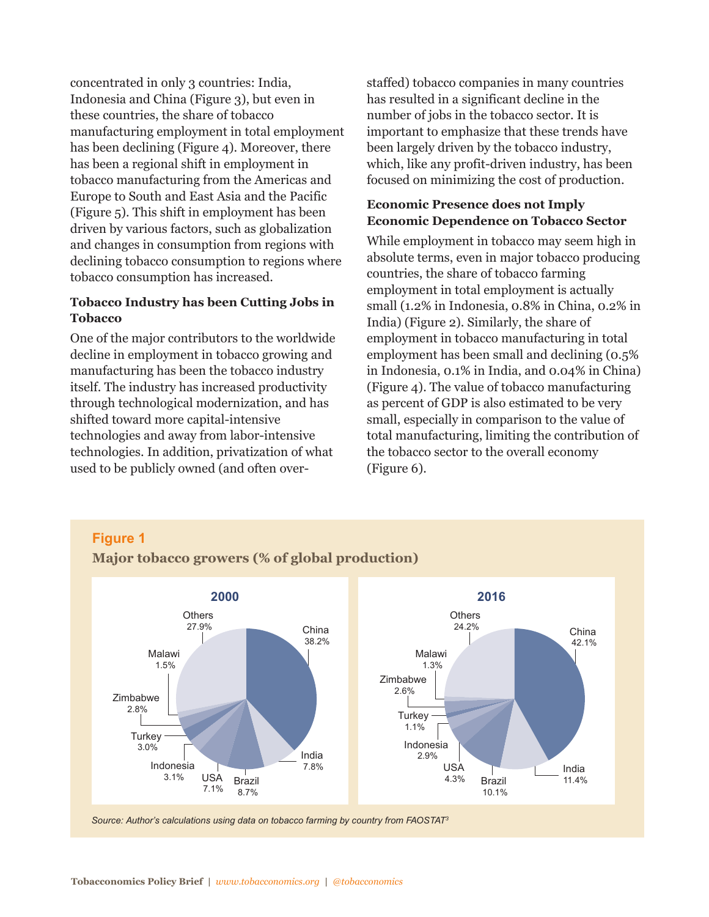concentrated in only 3 countries: India, Indonesia and China (Figure 3), but even in these countries, the share of tobacco manufacturing employment in total employment has been declining (Figure 4). Moreover, there has been a regional shift in employment in tobacco manufacturing from the Americas and Europe to South and East Asia and the Pacific (Figure 5). This shift in employment has been driven by various factors, such as globalization and changes in consumption from regions with declining tobacco consumption to regions where tobacco consumption has increased.

### Tobacco Industry has been Cutting Jobs in Tobacco

One of the major contributors to the worldwide decline in employment in tobacco growing and manufacturing has been the tobacco industry itself. The industry has increased productivity through technological modernization, and has shifted toward more capital-intensive technologies and away from labor-intensive technologies. In addition, privatization of what used to be publicly owned (and often over-staffed) tobacco companies in many countries has resulted in a significant decline in the number of jobs in the tobacco sector. It is important to emphasize that these trends have been largely driven by the tobacco industry, which, like any profit-driven industry, has been focused on minimizing the cost of production.

### Economic Presence does not Imply Economic Dependence on Tobacco Sector

While employment in tobacco may seem high in absolute terms, even in major tobacco producing countries, the share of tobacco farming employment in total employment is actually small (1.2% in Indonesia, 0.8% in China, 0.2% in India) (Figure 2). Similarly, the share of employment in tobacco manufacturing in total employment has been small and declining (0.5% in Indonesia, 0.1% in India, and 0.04% in China) (Figure 4). The value of tobacco manufacturing as percent of GDP is also estimated to be very small, especially in comparison to the value of total manufacturing, limiting the contribution of the tobacco sector to the overall economy (Figure 6).

**Figure 1**

**Major tobacco growers (% of global production)**

| Country | 2000 | 2016 |
|---|---|---|
| China | 38.2% | 42.1% |
| India | 7.8% | 11.4% |
| Brazil | 8.7% | 10.1% |
| USA | 7.1% | 4.3% |
| Indonesia | 3.1% | 2.9% |
| Turkey | 3.0% | 1.1% |
| Zimbabwe | 2.8% | 2.6% |
| Malawi | 1.5% | 1.3% |
| Others | 27.9% | 24.2% |

*Source: Author's calculations using data on tobacco farming by country from FAOSTAT[3]*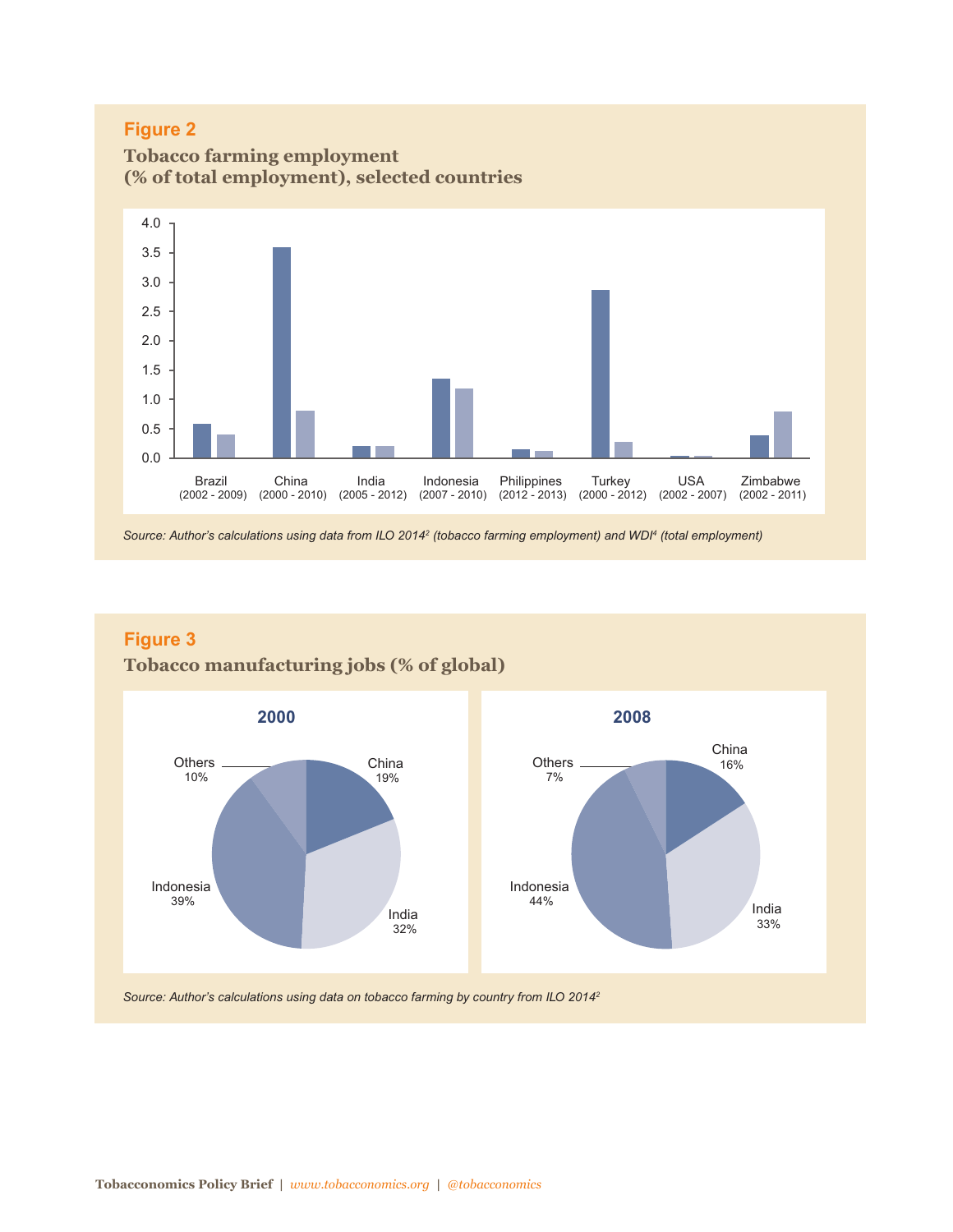**Figure 2**

**Tobacco farming employment (% of total employment), selected countries**

*Source: Author's calculations using data from ILO 2014[2] (tobacco farming employment) and WDI[4] (total employment)*

**Figure 3**

**Tobacco manufacturing jobs (% of global)**

*Source: Author's calculations using data on tobacco farming by country from ILO 2014[2]*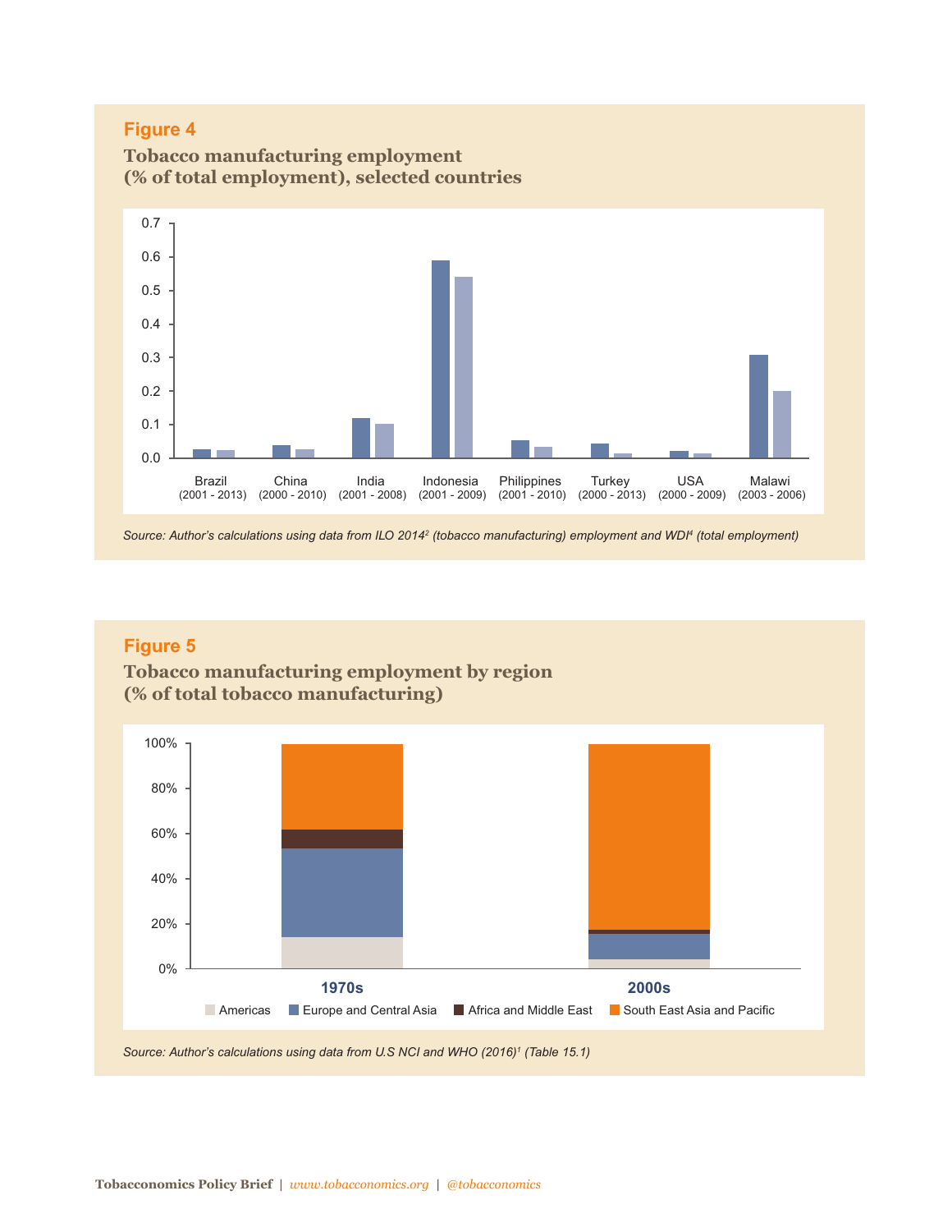**Figure 4**

**Tobacco manufacturing employment (% of total employment), selected countries**

Source: Author's calculations using data from ILO 2014[2] (tobacco manufacturing) employment and WDI[4] (total employment)

**Figure 5**

**Tobacco manufacturing employment by region (% of total tobacco manufacturing)**

Source: Author's calculations using data from U.S NCI and WHO (2016)[1] (Table 15.1)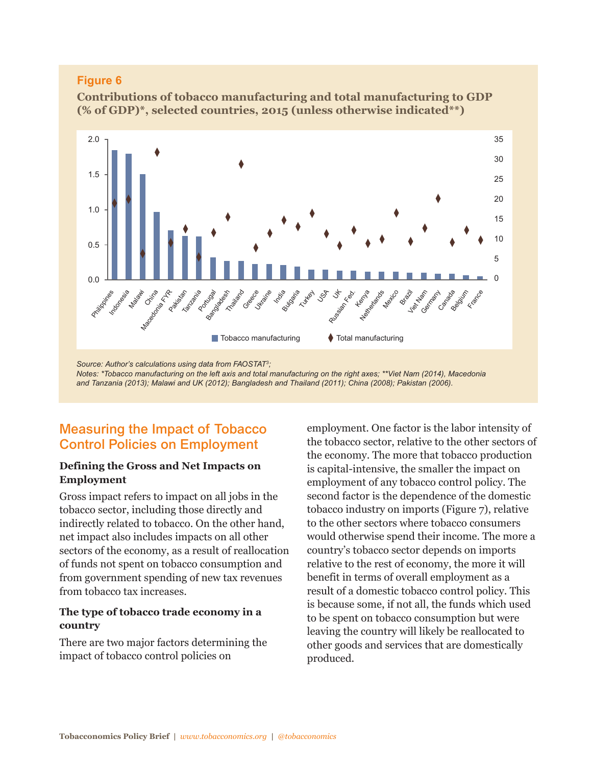**Figure 6**

**Contributions of tobacco manufacturing and total manufacturing to GDP (% of GDP)*, selected countries, 2015 (unless otherwise indicated**)**

*Source: Author's calculations using data from FAOSTAT[3];*
*Notes: *Tobacco manufacturing on the left axis and total manufacturing on the right axes; **Viet Nam (2014), Macedonia and Tanzania (2013); Malawi and UK (2012); Bangladesh and Thailand (2011); China (2008); Pakistan (2006).*

## Measuring the Impact of Tobacco Control Policies on Employment

### Defining the Gross and Net Impacts on Employment

Gross impact refers to impact on all jobs in the tobacco sector, including those directly and indirectly related to tobacco. On the other hand, net impact also includes impacts on all other sectors of the economy, as a result of reallocation of funds not spent on tobacco consumption and from government spending of new tax revenues from tobacco tax increases.

### The type of tobacco trade economy in a country

There are two major factors determining the impact of tobacco control policies on employment. One factor is the labor intensity of the tobacco sector, relative to the other sectors of the economy. The more that tobacco production is capital-intensive, the smaller the impact on employment of any tobacco control policy. The second factor is the dependence of the domestic tobacco industry on imports (Figure 7), relative to the other sectors where tobacco consumers would otherwise spend their income. The more a country's tobacco sector depends on imports relative to the rest of economy, the more it will benefit in terms of overall employment as a result of a domestic tobacco control policy. This is because some, if not all, the funds which used to be spent on tobacco consumption but were leaving the country will likely be reallocated to other goods and services that are domestically produced.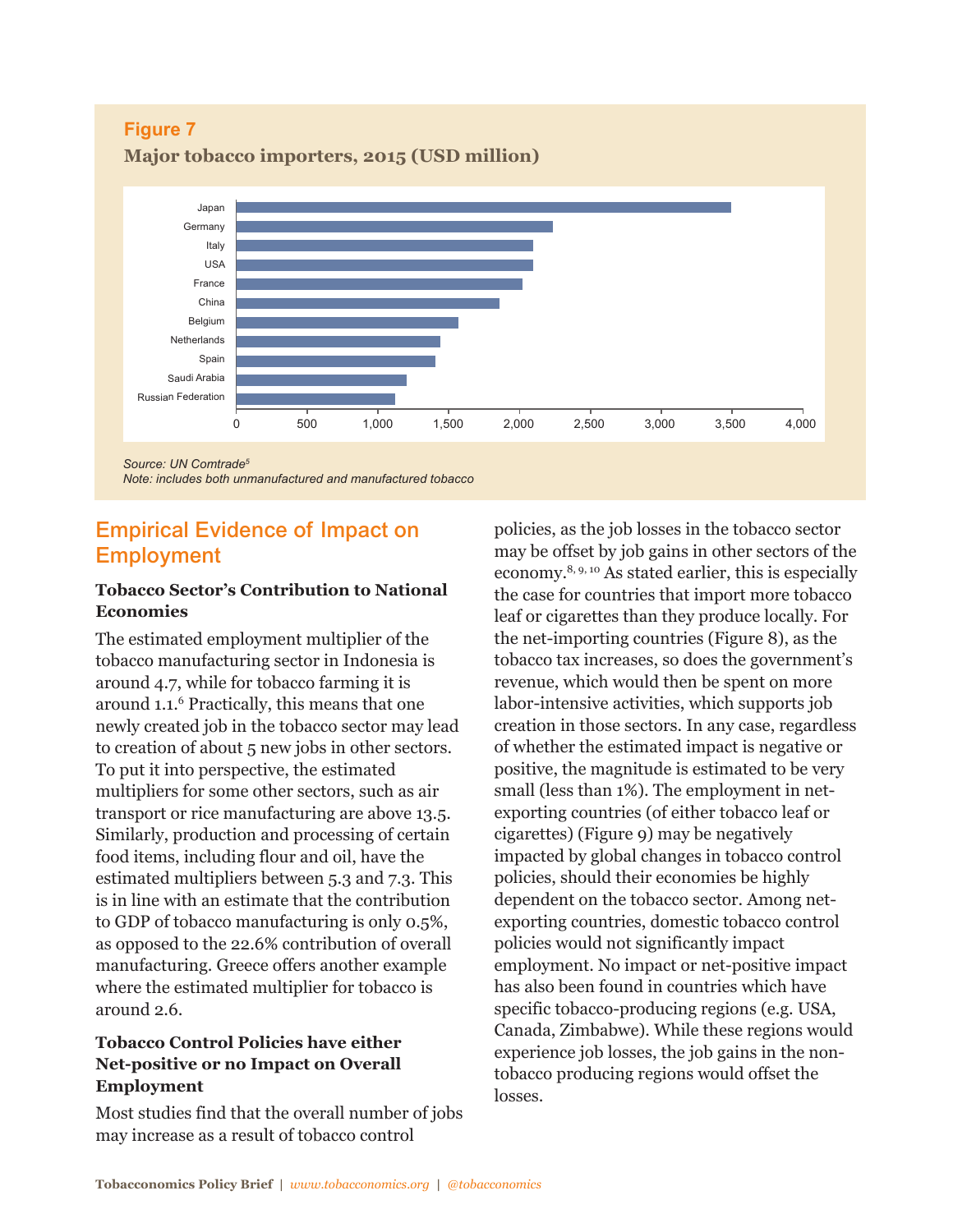**Figure 7**

**Major tobacco importers, 2015 (USD million)**

*Source: UN Comtrade[5]*
*Note: includes both unmanufactured and manufactured tobacco*

## Empirical Evidence of Impact on Employment

### Tobacco Sector's Contribution to National Economies

The estimated employment multiplier of the tobacco manufacturing sector in Indonesia is around 4.7, while for tobacco farming it is around 1.1.[6] Practically, this means that one newly created job in the tobacco sector may lead to creation of about 5 new jobs in other sectors. To put it into perspective, the estimated multipliers for some other sectors, such as air transport or rice manufacturing are above 13.5. Similarly, production and processing of certain food items, including flour and oil, have the estimated multipliers between 5.3 and 7.3. This is in line with an estimate that the contribution to GDP of tobacco manufacturing is only 0.5%, as opposed to the 22.6% contribution of overall manufacturing. Greece offers another example where the estimated multiplier for tobacco is around 2.6.

### Tobacco Control Policies have either Net-positive or no Impact on Overall Employment

Most studies find that the overall number of jobs may increase as a result of tobacco control policies, as the job losses in the tobacco sector may be offset by job gains in other sectors of the economy.[8, 9, 10] As stated earlier, this is especially the case for countries that import more tobacco leaf or cigarettes than they produce locally. For the net-importing countries (Figure 8), as the tobacco tax increases, so does the government's revenue, which would then be spent on more labor-intensive activities, which supports job creation in those sectors. In any case, regardless of whether the estimated impact is negative or positive, the magnitude is estimated to be very small (less than 1%). The employment in net-exporting countries (of either tobacco leaf or cigarettes) (Figure 9) may be negatively impacted by global changes in tobacco control policies, should their economies be highly dependent on the tobacco sector. Among net-exporting countries, domestic tobacco control policies would not significantly impact employment. No impact or net-positive impact has also been found in countries which have specific tobacco-producing regions (e.g. USA, Canada, Zimbabwe). While these regions would experience job losses, the job gains in the non-tobacco producing regions would offset the losses.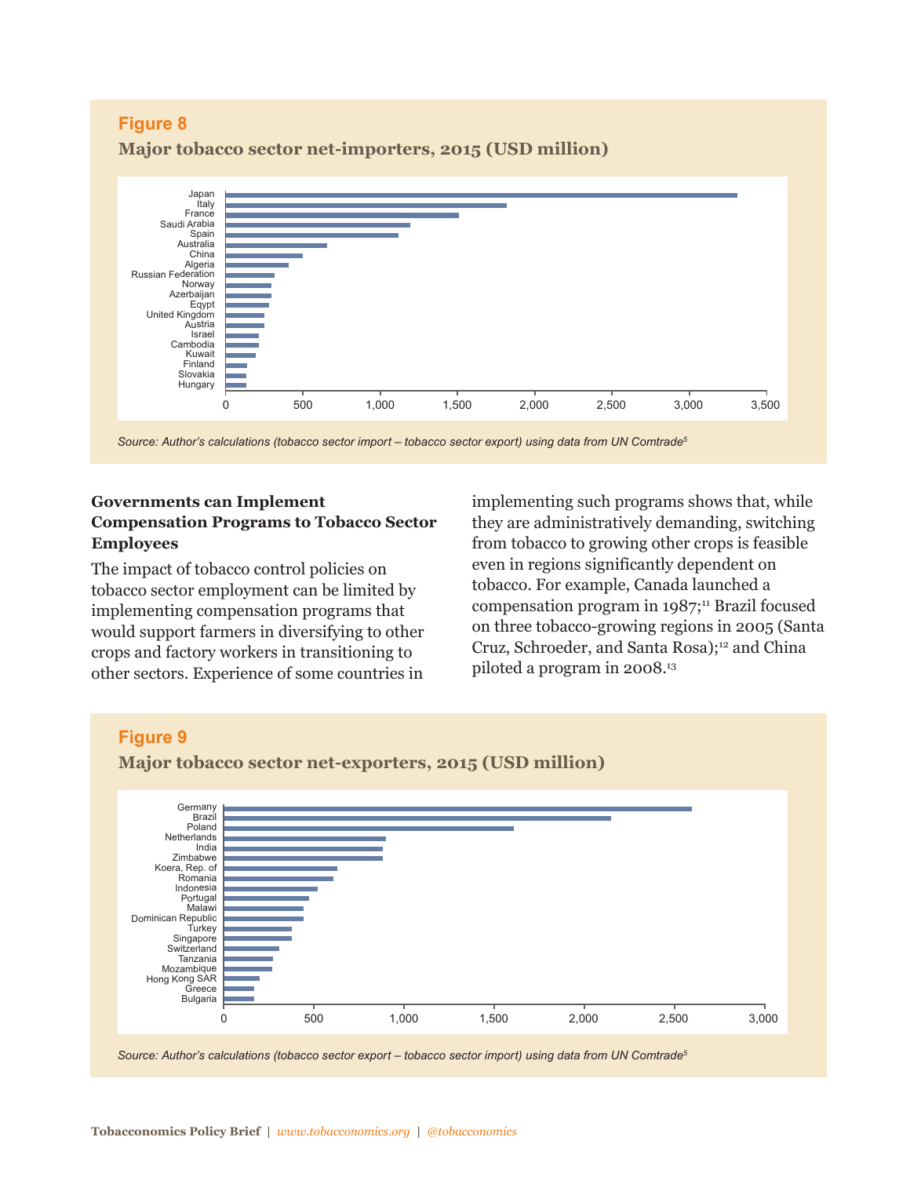**Figure 8**

**Major tobacco sector net-importers, 2015 (USD million)**

Japan
Italy
France
Saudi Arabia
Spain
Australia
China
Algeria
Russian Federation
Norway
Azerbaijan
Eqypt
United Kingdom
Austria
Israel
Cambodia
Kuwait
Finland
Slovakia
Hungary

0 500 1,000 1,500 2,000 2,500 3,000 3,500

*Source: Author's calculations (tobacco sector import – tobacco sector export) using data from UN Comtrade[5]*

### Governments can Implement Compensation Programs to Tobacco Sector Employees

The impact of tobacco control policies on tobacco sector employment can be limited by implementing compensation programs that would support farmers in diversifying to other crops and factory workers in transitioning to other sectors. Experience of some countries in implementing such programs shows that, while they are administratively demanding, switching from tobacco to growing other crops is feasible even in regions significantly dependent on tobacco. For example, Canada launched a compensation program in 1987;[11] Brazil focused on three tobacco-growing regions in 2005 (Santa Cruz, Schroeder, and Santa Rosa);[12] and China piloted a program in 2008.[13]

**Figure 9**

**Major tobacco sector net-exporters, 2015 (USD million)**

Germany
Brazil
Poland
Netherlands
India
Zimbabwe
Koera, Rep. of
Romania
Indonesia
Portugal
Malawi
Dominican Republic
Turkey
Singapore
Switzerland
Tanzania
Mozambique
Hong Kong SAR
Greece
Bulgaria

0 500 1,000 1,500 2,000 2,500 3,000

*Source: Author's calculations (tobacco sector export – tobacco sector import) using data from UN Comtrade[5]*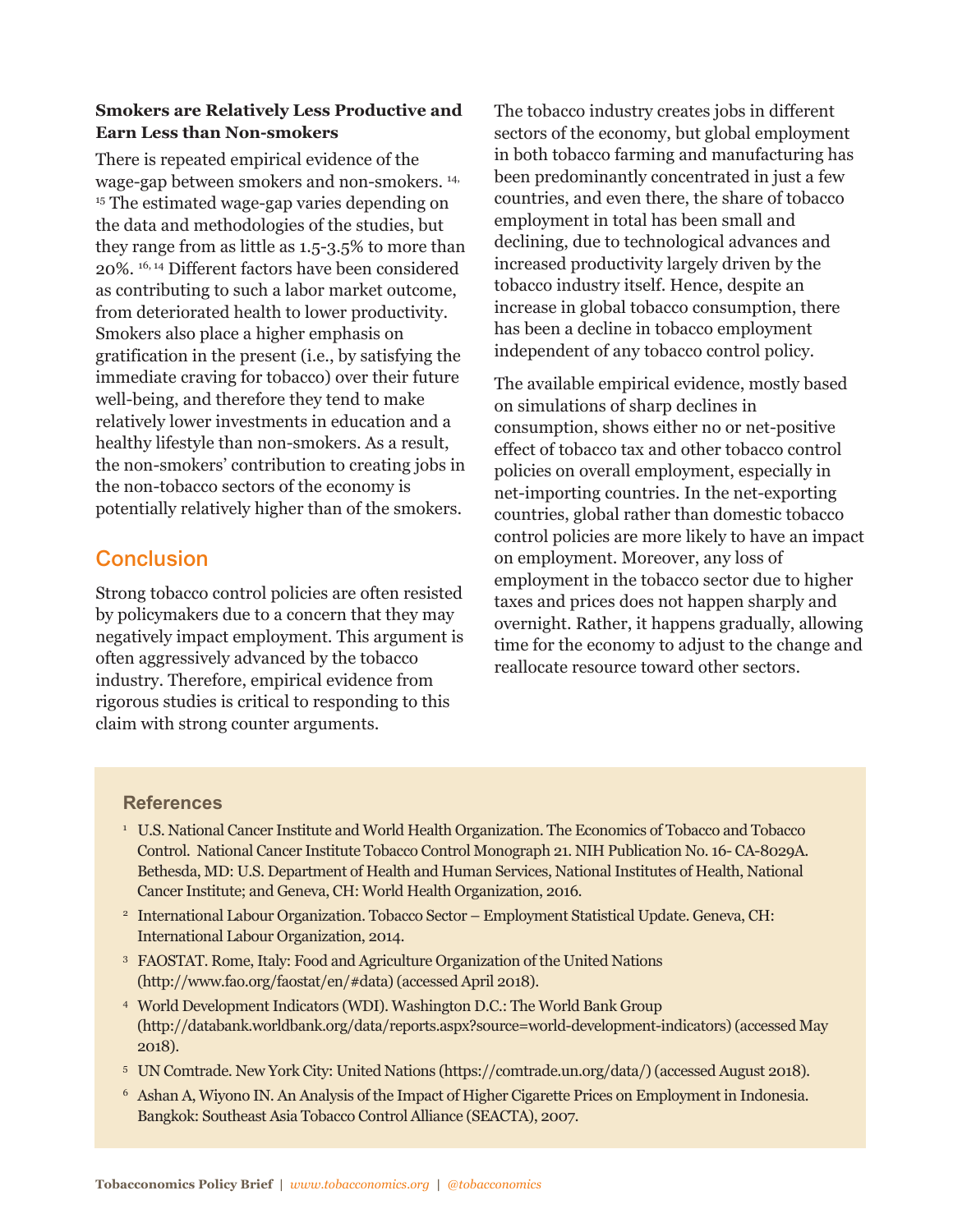**Smokers are Relatively Less Productive and Earn Less than Non-smokers**

There is repeated empirical evidence of the wage-gap between smokers and non-smokers. [14, 15] The estimated wage-gap varies depending on the data and methodologies of the studies, but they range from as little as 1.5-3.5% to more than 20%. [16, 14] Different factors have been considered as contributing to such a labor market outcome, from deteriorated health to lower productivity. Smokers also place a higher emphasis on gratification in the present (i.e., by satisfying the immediate craving for tobacco) over their future well-being, and therefore they tend to make relatively lower investments in education and a healthy lifestyle than non-smokers. As a result, the non-smokers' contribution to creating jobs in the non-tobacco sectors of the economy is potentially relatively higher than of the smokers.

## Conclusion

Strong tobacco control policies are often resisted by policymakers due to a concern that they may negatively impact employment. This argument is often aggressively advanced by the tobacco industry. Therefore, empirical evidence from rigorous studies is critical to responding to this claim with strong counter arguments.

The tobacco industry creates jobs in different sectors of the economy, but global employment in both tobacco farming and manufacturing has been predominantly concentrated in just a few countries, and even there, the share of tobacco employment in total has been small and declining, due to technological advances and increased productivity largely driven by the tobacco industry itself. Hence, despite an increase in global tobacco consumption, there has been a decline in tobacco employment independent of any tobacco control policy.

The available empirical evidence, mostly based on simulations of sharp declines in consumption, shows either no or net-positive effect of tobacco tax and other tobacco control policies on overall employment, especially in net-importing countries. In the net-exporting countries, global rather than domestic tobacco control policies are more likely to have an impact on employment. Moreover, any loss of employment in the tobacco sector due to higher taxes and prices does not happen sharply and overnight. Rather, it happens gradually, allowing time for the economy to adjust to the change and reallocate resource toward other sectors.

### References

1. U.S. National Cancer Institute and World Health Organization. The Economics of Tobacco and Tobacco Control. National Cancer Institute Tobacco Control Monograph 21. NIH Publication No. 16- CA-8029A. Bethesda, MD: U.S. Department of Health and Human Services, National Institutes of Health, National Cancer Institute; and Geneva, CH: World Health Organization, 2016.
2. International Labour Organization. Tobacco Sector – Employment Statistical Update. Geneva, CH: International Labour Organization, 2014.
3. FAOSTAT. Rome, Italy: Food and Agriculture Organization of the United Nations (http://www.fao.org/faostat/en/#data) (accessed April 2018).
4. World Development Indicators (WDI). Washington D.C.: The World Bank Group (http://databank.worldbank.org/data/reports.aspx?source=world-development-indicators) (accessed May 2018).
5. UN Comtrade. New York City: United Nations (https://comtrade.un.org/data/) (accessed August 2018).
6. Ashan A, Wiyono IN. An Analysis of the Impact of Higher Cigarette Prices on Employment in Indonesia. Bangkok: Southeast Asia Tobacco Control Alliance (SEACTA), 2007.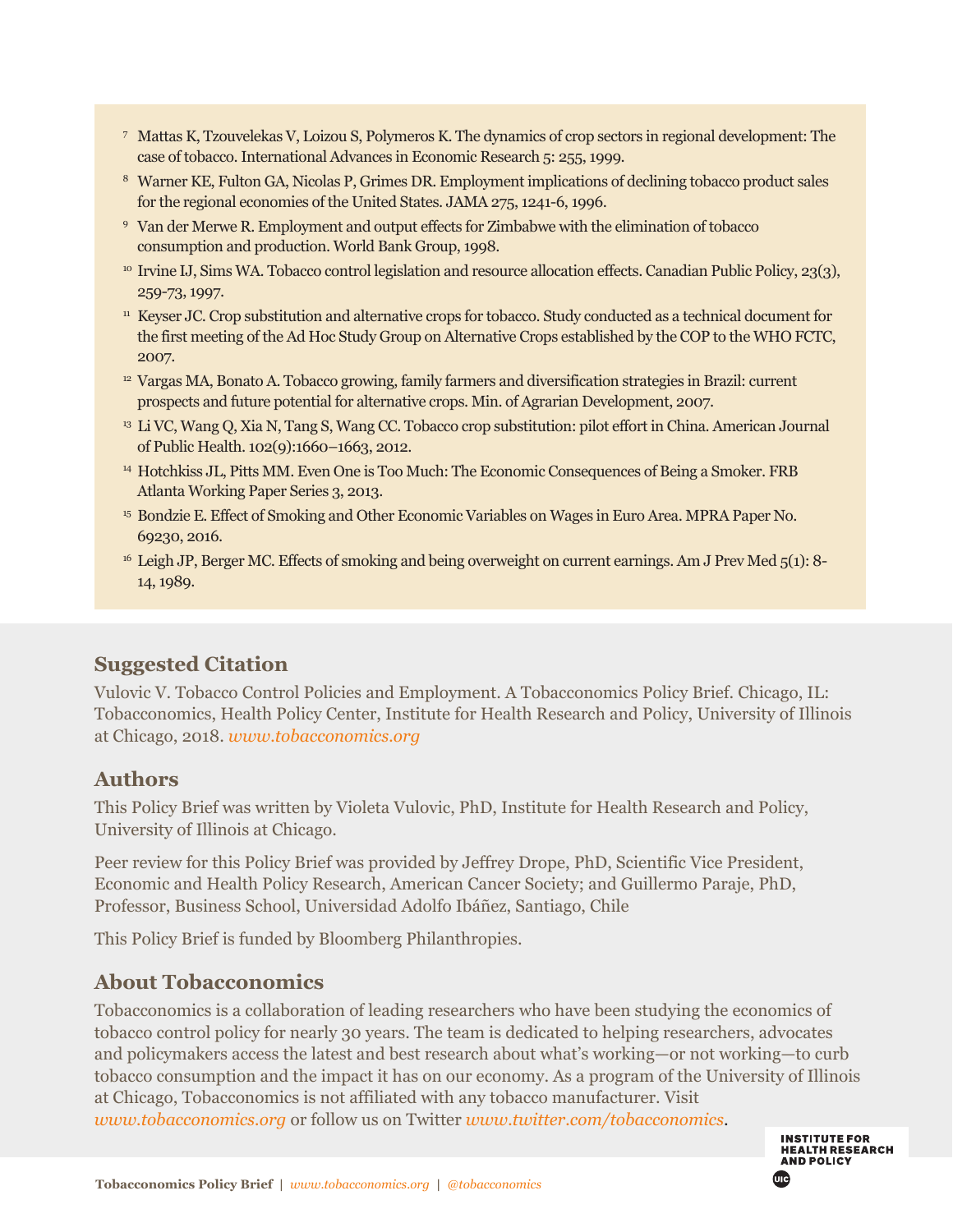[7] Mattas K, Tzouvelekas V, Loizou S, Polymeros K. The dynamics of crop sectors in regional development: The case of tobacco. International Advances in Economic Research 5: 255, 1999.

[8] Warner KE, Fulton GA, Nicolas P, Grimes DR. Employment implications of declining tobacco product sales for the regional economies of the United States. JAMA 275, 1241-6, 1996.

[9] Van der Merwe R. Employment and output effects for Zimbabwe with the elimination of tobacco consumption and production. World Bank Group, 1998.

[10] Irvine IJ, Sims WA. Tobacco control legislation and resource allocation effects. Canadian Public Policy, 23(3), 259-73, 1997.

[11] Keyser JC. Crop substitution and alternative crops for tobacco. Study conducted as a technical document for the first meeting of the Ad Hoc Study Group on Alternative Crops established by the COP to the WHO FCTC, 2007.

[12] Vargas MA, Bonato A. Tobacco growing, family farmers and diversification strategies in Brazil: current prospects and future potential for alternative crops. Min. of Agrarian Development, 2007.

[13] Li VC, Wang Q, Xia N, Tang S, Wang CC. Tobacco crop substitution: pilot effort in China. American Journal of Public Health. 102(9):1660–1663, 2012.

[14] Hotchkiss JL, Pitts MM. Even One is Too Much: The Economic Consequences of Being a Smoker. FRB Atlanta Working Paper Series 3, 2013.

[15] Bondzie E. Effect of Smoking and Other Economic Variables on Wages in Euro Area. MPRA Paper No. 69230, 2016.

[16] Leigh JP, Berger MC. Effects of smoking and being overweight on current earnings. Am J Prev Med 5(1): 8-14, 1989.

## Suggested Citation

Vulovic V. Tobacco Control Policies and Employment. A Tobacconomics Policy Brief. Chicago, IL: Tobacconomics, Health Policy Center, Institute for Health Research and Policy, University of Illinois at Chicago, 2018. *www.tobacconomics.org*

## Authors

This Policy Brief was written by Violeta Vulovic, PhD, Institute for Health Research and Policy, University of Illinois at Chicago.

Peer review for this Policy Brief was provided by Jeffrey Drope, PhD, Scientific Vice President, Economic and Health Policy Research, American Cancer Society; and Guillermo Paraje, PhD, Professor, Business School, Universidad Adolfo Ibáñez, Santiago, Chile

This Policy Brief is funded by Bloomberg Philanthropies.

## About Tobacconomics

Tobacconomics is a collaboration of leading researchers who have been studying the economics of tobacco control policy for nearly 30 years. The team is dedicated to helping researchers, advocates and policymakers access the latest and best research about what's working—or not working—to curb tobacco consumption and the impact it has on our economy. As a program of the University of Illinois at Chicago, Tobacconomics is not affiliated with any tobacco manufacturer. Visit *www.tobacconomics.org* or follow us on Twitter *www.twitter.com/tobacconomics*.

INSTITUTE FOR HEALTH RESEARCH AND POLICY